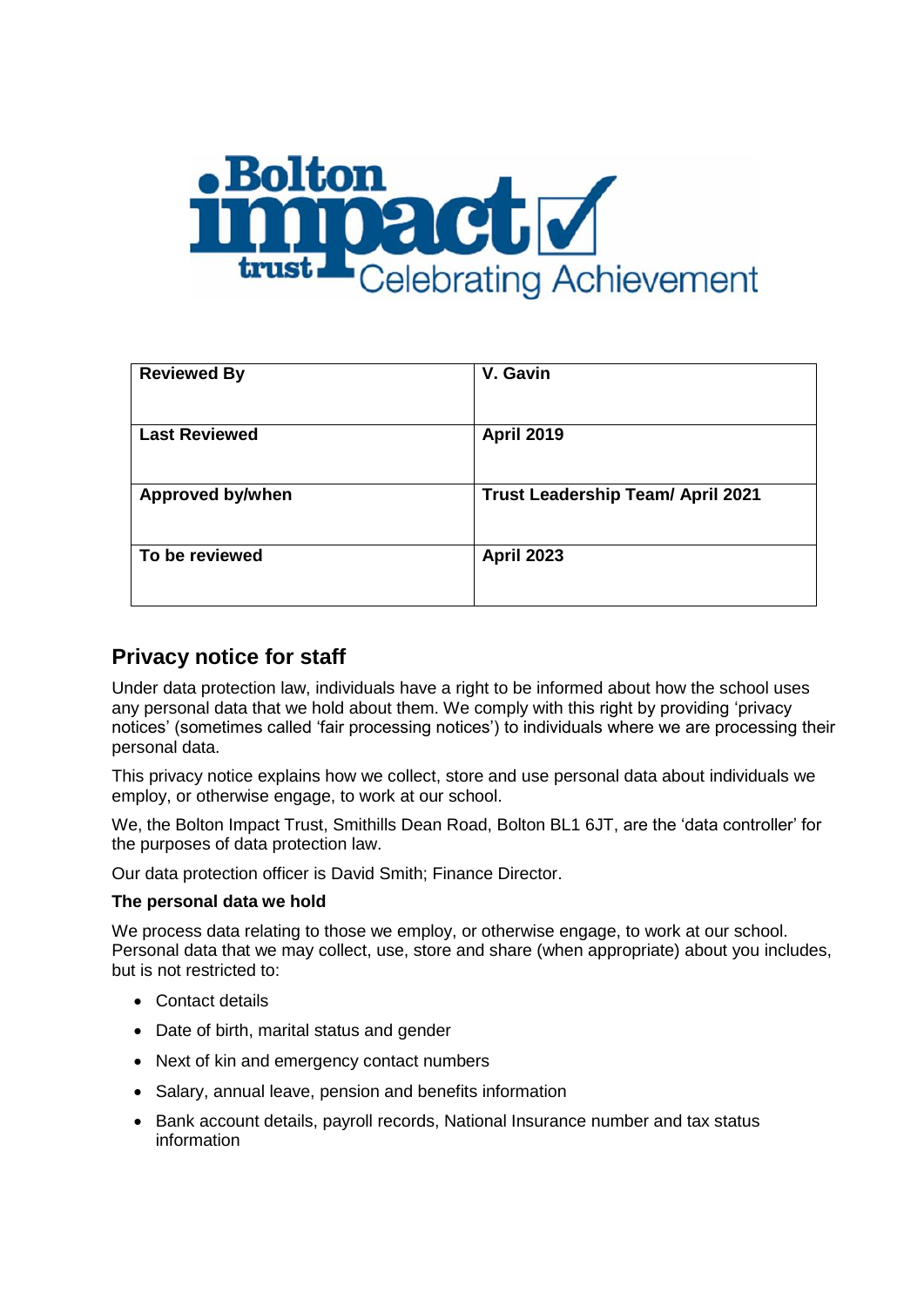| Reviewed By | V. Gavin |
|---|---|
| Last Reviewed | April 2019 |
| Approved by/when | Trust Leadership Team/ April 2021 |
| To be reviewed | April 2023 |

## Privacy notice for staff

Under data protection law, individuals have a right to be informed about how the school uses any personal data that we hold about them. We comply with this right by providing 'privacy notices' (sometimes called 'fair processing notices') to individuals where we are processing their personal data.

This privacy notice explains how we collect, store and use personal data about individuals we employ, or otherwise engage, to work at our school.

We, the Bolton Impact Trust, Smithills Dean Road, Bolton BL1 6JT, are the 'data controller' for the purposes of data protection law.

Our data protection officer is David Smith; Finance Director.

### The personal data we hold

We process data relating to those we employ, or otherwise engage, to work at our school. Personal data that we may collect, use, store and share (when appropriate) about you includes, but is not restricted to:

- Contact details
- Date of birth, marital status and gender
- Next of kin and emergency contact numbers
- Salary, annual leave, pension and benefits information
- Bank account details, payroll records, National Insurance number and tax status information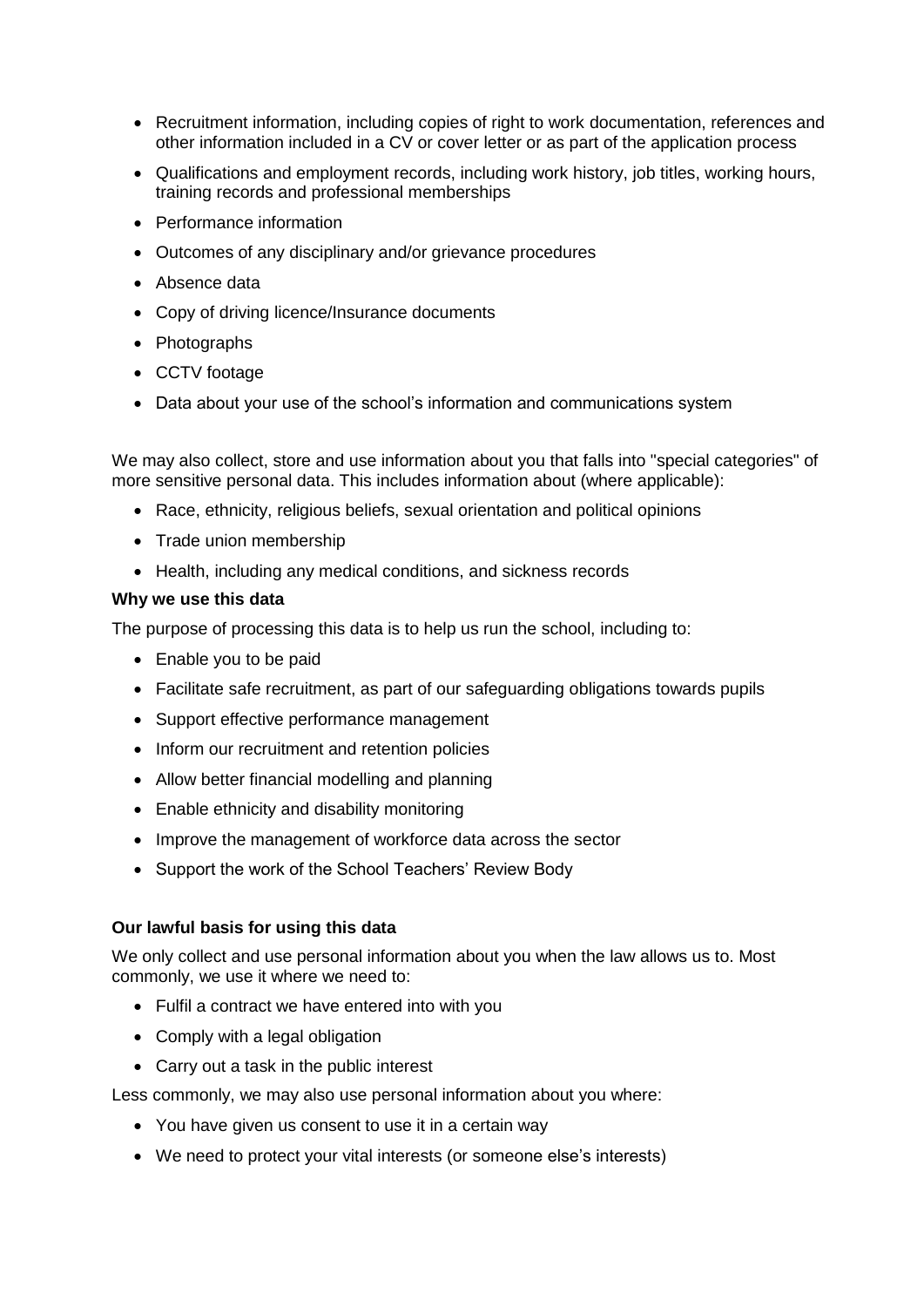- Recruitment information, including copies of right to work documentation, references and other information included in a CV or cover letter or as part of the application process
- Qualifications and employment records, including work history, job titles, working hours, training records and professional memberships
- Performance information
- Outcomes of any disciplinary and/or grievance procedures
- Absence data
- Copy of driving licence/Insurance documents
- Photographs
- CCTV footage
- Data about your use of the school's information and communications system

We may also collect, store and use information about you that falls into "special categories" of more sensitive personal data. This includes information about (where applicable):

- Race, ethnicity, religious beliefs, sexual orientation and political opinions
- Trade union membership
- Health, including any medical conditions, and sickness records

**Why we use this data**

The purpose of processing this data is to help us run the school, including to:

- Enable you to be paid
- Facilitate safe recruitment, as part of our safeguarding obligations towards pupils
- Support effective performance management
- Inform our recruitment and retention policies
- Allow better financial modelling and planning
- Enable ethnicity and disability monitoring
- Improve the management of workforce data across the sector
- Support the work of the School Teachers' Review Body

**Our lawful basis for using this data**

We only collect and use personal information about you when the law allows us to. Most commonly, we use it where we need to:

- Fulfil a contract we have entered into with you
- Comply with a legal obligation
- Carry out a task in the public interest

Less commonly, we may also use personal information about you where:

- You have given us consent to use it in a certain way
- We need to protect your vital interests (or someone else's interests)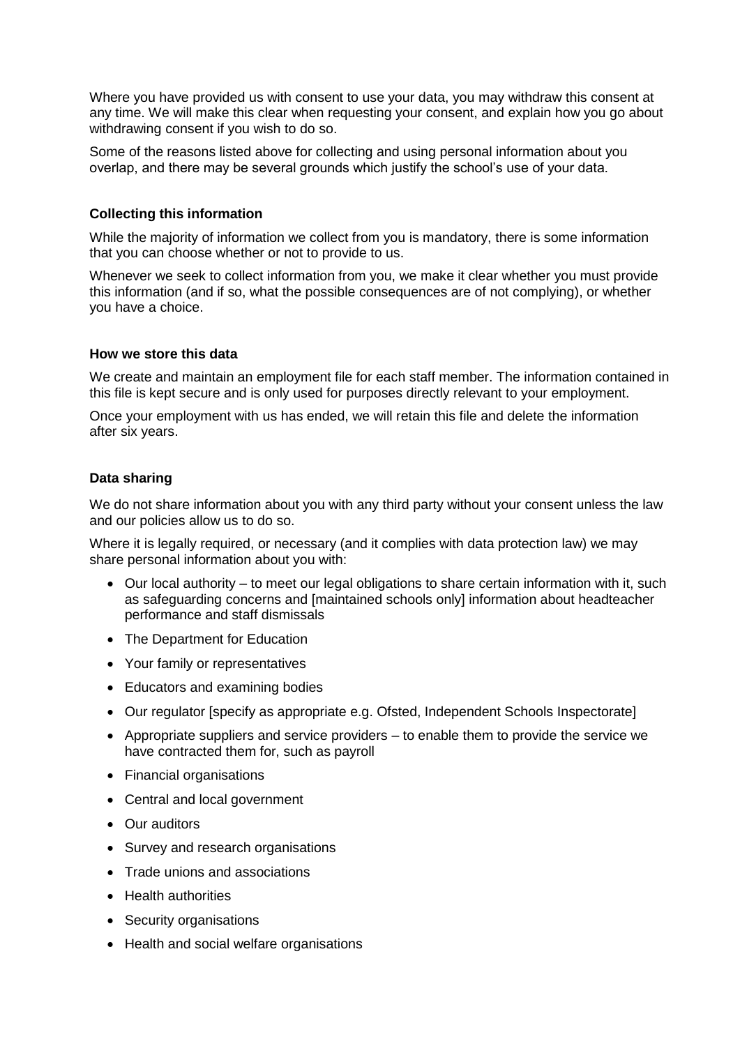Where you have provided us with consent to use your data, you may withdraw this consent at any time. We will make this clear when requesting your consent, and explain how you go about withdrawing consent if you wish to do so.

Some of the reasons listed above for collecting and using personal information about you overlap, and there may be several grounds which justify the school's use of your data.

### Collecting this information

While the majority of information we collect from you is mandatory, there is some information that you can choose whether or not to provide to us.

Whenever we seek to collect information from you, we make it clear whether you must provide this information (and if so, what the possible consequences are of not complying), or whether you have a choice.

### How we store this data

We create and maintain an employment file for each staff member. The information contained in this file is kept secure and is only used for purposes directly relevant to your employment.

Once your employment with us has ended, we will retain this file and delete the information after six years.

### Data sharing

We do not share information about you with any third party without your consent unless the law and our policies allow us to do so.

Where it is legally required, or necessary (and it complies with data protection law) we may share personal information about you with:

- Our local authority – to meet our legal obligations to share certain information with it, such as safeguarding concerns and [maintained schools only] information about headteacher performance and staff dismissals
- The Department for Education
- Your family or representatives
- Educators and examining bodies
- Our regulator [specify as appropriate e.g. Ofsted, Independent Schools Inspectorate]
- Appropriate suppliers and service providers – to enable them to provide the service we have contracted them for, such as payroll
- Financial organisations
- Central and local government
- Our auditors
- Survey and research organisations
- Trade unions and associations
- Health authorities
- Security organisations
- Health and social welfare organisations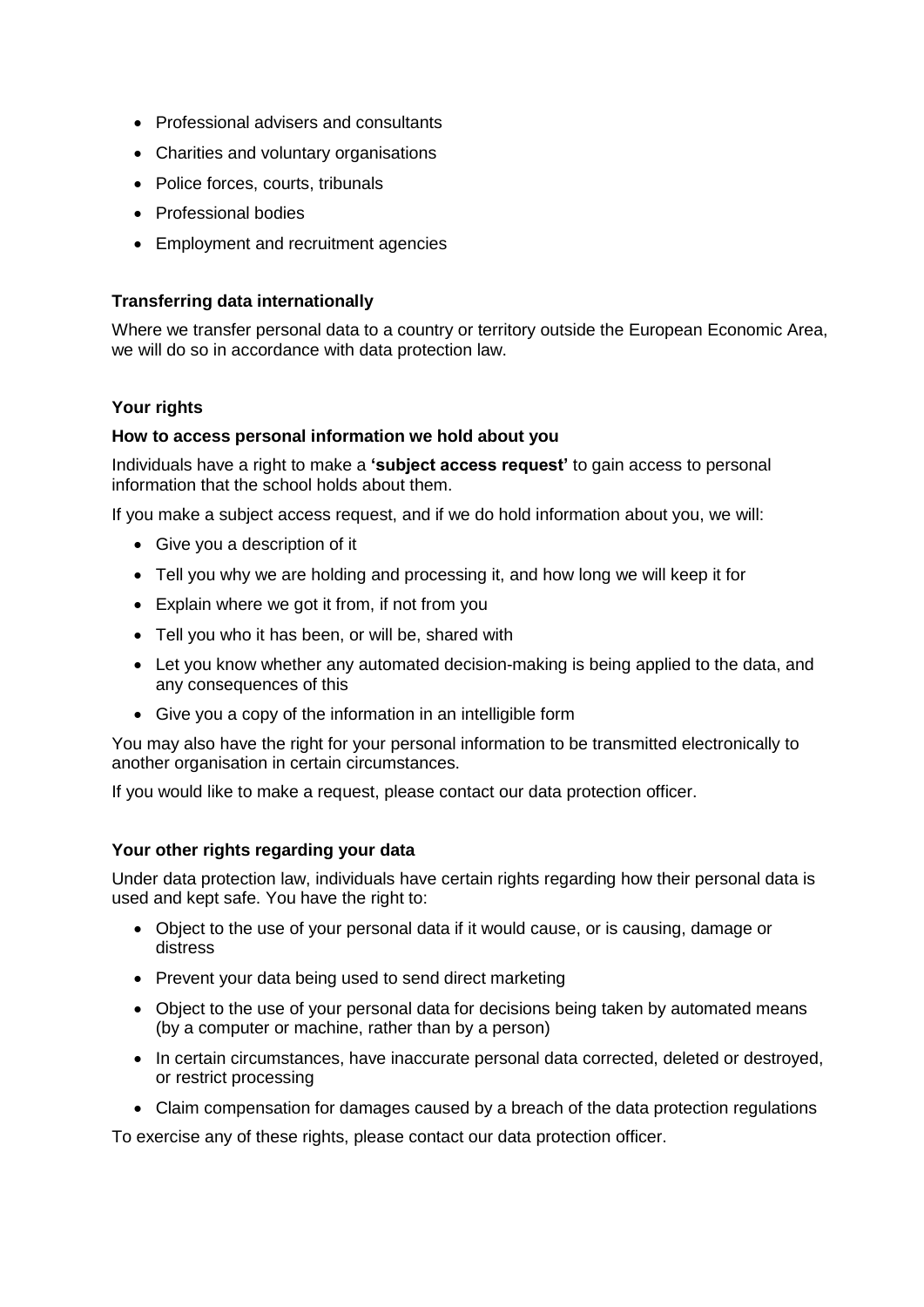- Professional advisers and consultants
- Charities and voluntary organisations
- Police forces, courts, tribunals
- Professional bodies
- Employment and recruitment agencies

### Transferring data internationally

Where we transfer personal data to a country or territory outside the European Economic Area, we will do so in accordance with data protection law.

### Your rights

#### How to access personal information we hold about you

Individuals have a right to make a **'subject access request'** to gain access to personal information that the school holds about them.

If you make a subject access request, and if we do hold information about you, we will:

- Give you a description of it
- Tell you why we are holding and processing it, and how long we will keep it for
- Explain where we got it from, if not from you
- Tell you who it has been, or will be, shared with
- Let you know whether any automated decision-making is being applied to the data, and any consequences of this
- Give you a copy of the information in an intelligible form

You may also have the right for your personal information to be transmitted electronically to another organisation in certain circumstances.

If you would like to make a request, please contact our data protection officer.

#### Your other rights regarding your data

Under data protection law, individuals have certain rights regarding how their personal data is used and kept safe. You have the right to:

- Object to the use of your personal data if it would cause, or is causing, damage or distress
- Prevent your data being used to send direct marketing
- Object to the use of your personal data for decisions being taken by automated means (by a computer or machine, rather than by a person)
- In certain circumstances, have inaccurate personal data corrected, deleted or destroyed, or restrict processing
- Claim compensation for damages caused by a breach of the data protection regulations

To exercise any of these rights, please contact our data protection officer.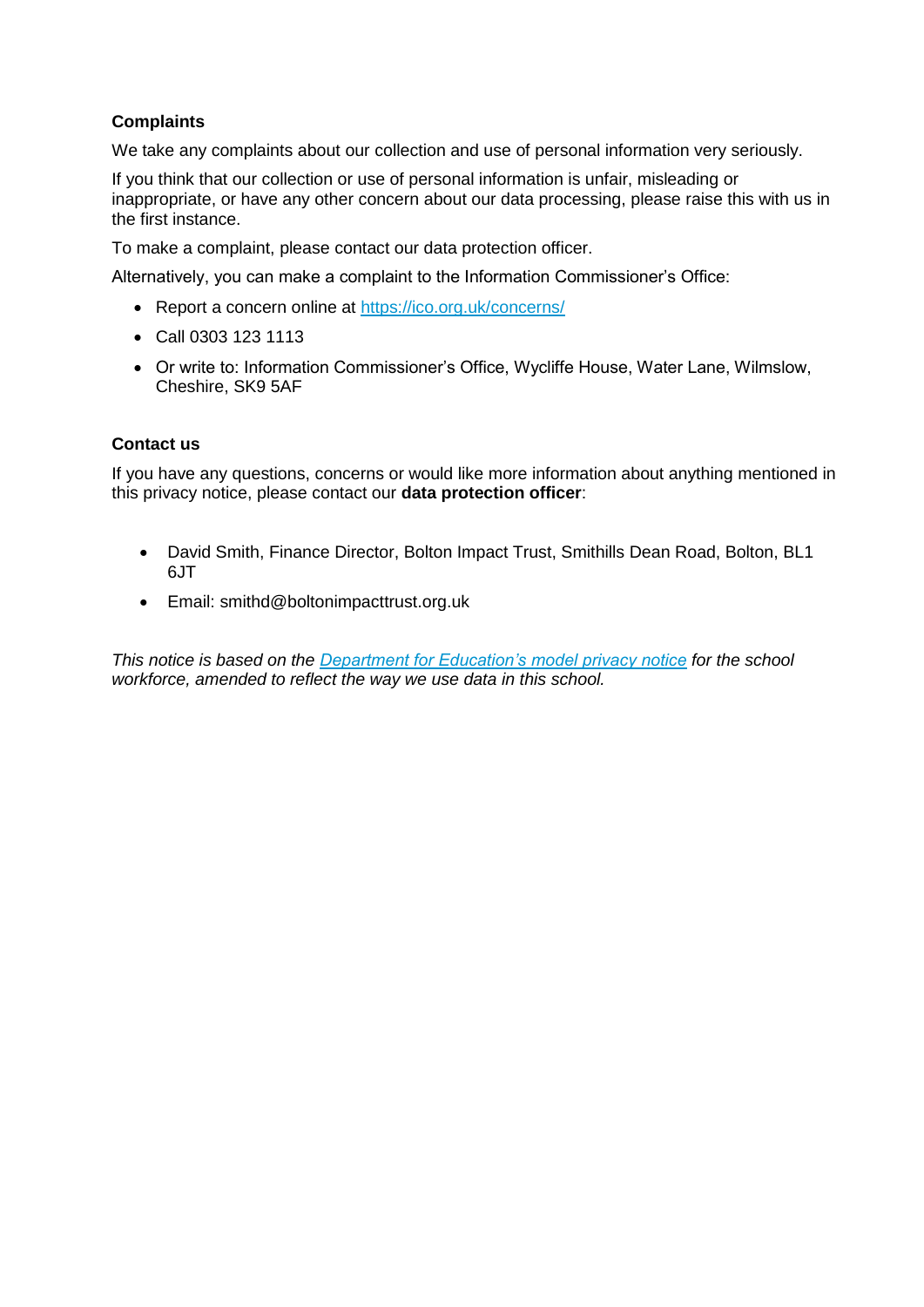**Complaints**

We take any complaints about our collection and use of personal information very seriously.

If you think that our collection or use of personal information is unfair, misleading or inappropriate, or have any other concern about our data processing, please raise this with us in the first instance.

To make a complaint, please contact our data protection officer.

Alternatively, you can make a complaint to the Information Commissioner's Office:

- Report a concern online at [https://ico.org.uk/concerns/](https://ico.org.uk/concerns/)
- Call 0303 123 1113
- Or write to: Information Commissioner's Office, Wycliffe House, Water Lane, Wilmslow, Cheshire, SK9 5AF

**Contact us**

If you have any questions, concerns or would like more information about anything mentioned in this privacy notice, please contact our **data protection officer**:

- David Smith, Finance Director, Bolton Impact Trust, Smithills Dean Road, Bolton, BL1 6JT
- Email: smithd@boltonimpacttrust.org.uk

*This notice is based on the [Department for Education's model privacy notice](#) for the school workforce, amended to reflect the way we use data in this school.*